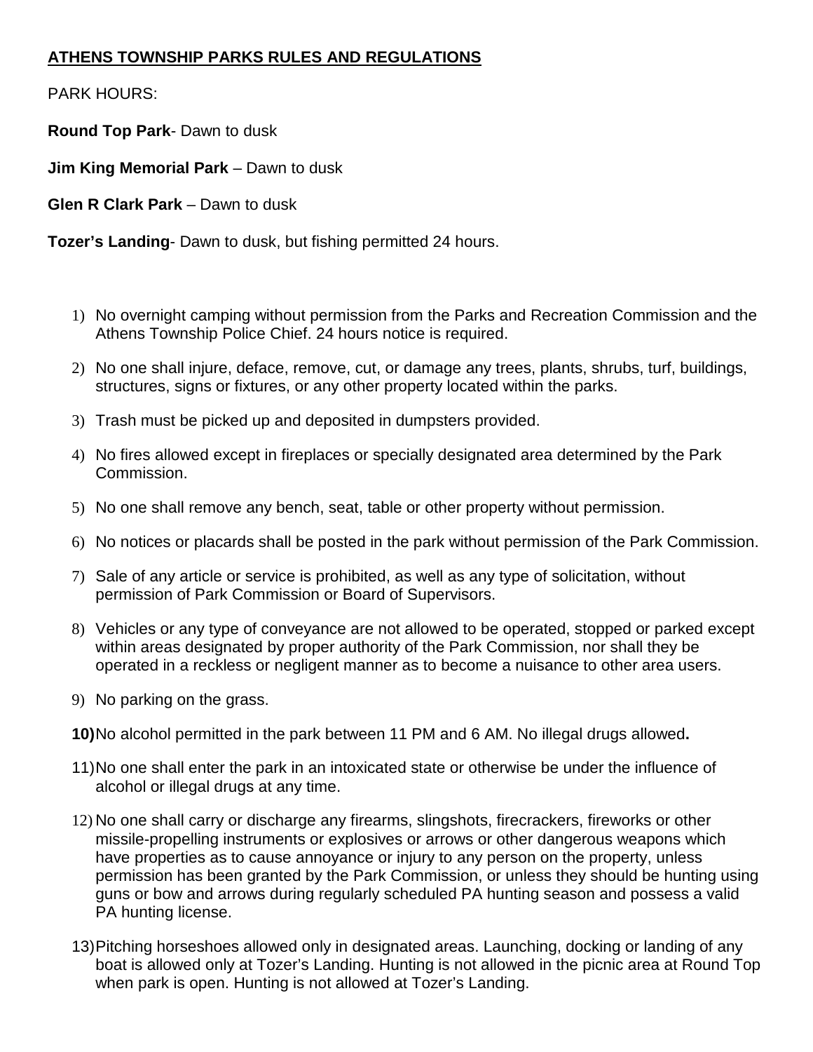**ATHENS TOWNSHIP PARKS RULES AND REGULATIONS**

PARK HOURS:

**Round Top Park**- Dawn to dusk

**Jim King Memorial Park** – Dawn to dusk

**Glen R Clark Park** – Dawn to dusk

**Tozer's Landing**- Dawn to dusk, but fishing permitted 24 hours.

1) No overnight camping without permission from the Parks and Recreation Commission and the Athens Township Police Chief. 24 hours notice is required.
2) No one shall injure, deface, remove, cut, or damage any trees, plants, shrubs, turf, buildings, structures, signs or fixtures, or any other property located within the parks.
3) Trash must be picked up and deposited in dumpsters provided.
4) No fires allowed except in fireplaces or specially designated area determined by the Park Commission.
5) No one shall remove any bench, seat, table or other property without permission.
6) No notices or placards shall be posted in the park without permission of the Park Commission.
7) Sale of any article or service is prohibited, as well as any type of solicitation, without permission of Park Commission or Board of Supervisors.
8) Vehicles or any type of conveyance are not allowed to be operated, stopped or parked except within areas designated by proper authority of the Park Commission, nor shall they be operated in a reckless or negligent manner as to become a nuisance to other area users.
9) No parking on the grass.
10) No alcohol permitted in the park between 11 PM and 6 AM. No illegal drugs allowed**.**
11) No one shall enter the park in an intoxicated state or otherwise be under the influence of alcohol or illegal drugs at any time.
12) No one shall carry or discharge any firearms, slingshots, firecrackers, fireworks or other missile-propelling instruments or explosives or arrows or other dangerous weapons which have properties as to cause annoyance or injury to any person on the property, unless permission has been granted by the Park Commission, or unless they should be hunting using guns or bow and arrows during regularly scheduled PA hunting season and possess a valid PA hunting license.
13) Pitching horseshoes allowed only in designated areas. Launching, docking or landing of any boat is allowed only at Tozer's Landing. Hunting is not allowed in the picnic area at Round Top when park is open. Hunting is not allowed at Tozer's Landing.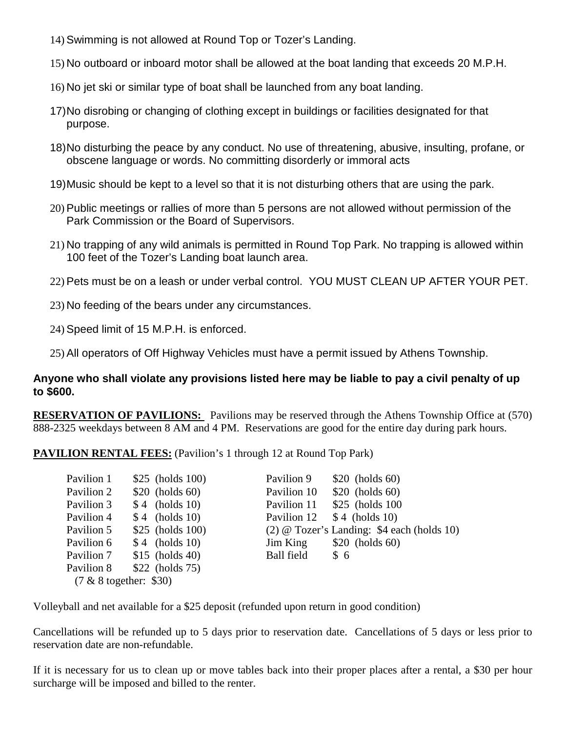14) Swimming is not allowed at Round Top or Tozer's Landing.

15) No outboard or inboard motor shall be allowed at the boat landing that exceeds 20 M.P.H.

16) No jet ski or similar type of boat shall be launched from any boat landing.

17) No disrobing or changing of clothing except in buildings or facilities designated for that purpose.

18) No disturbing the peace by any conduct. No use of threatening, abusive, insulting, profane, or obscene language or words. No committing disorderly or immoral acts

19) Music should be kept to a level so that it is not disturbing others that are using the park.

20) Public meetings or rallies of more than 5 persons are not allowed without permission of the Park Commission or the Board of Supervisors.

21) No trapping of any wild animals is permitted in Round Top Park. No trapping is allowed within 100 feet of the Tozer's Landing boat launch area.

22) Pets must be on a leash or under verbal control. YOU MUST CLEAN UP AFTER YOUR PET.

23) No feeding of the bears under any circumstances.

24) Speed limit of 15 M.P.H. is enforced.

25) All operators of Off Highway Vehicles must have a permit issued by Athens Township.

**Anyone who shall violate any provisions listed here may be liable to pay a civil penalty of up to $600.**

**RESERVATION OF PAVILIONS:** Pavilions may be reserved through the Athens Township Office at (570) 888-2325 weekdays between 8 AM and 4 PM. Reservations are good for the entire day during park hours.

**PAVILION RENTAL FEES:** (Pavilion's 1 through 12 at Round Top Park)

| | | | |
|---|---|---|---|
| Pavilion 1 | $25 (holds 100) | Pavilion 9 | $20 (holds 60) |
| Pavilion 2 | $20 (holds 60) | Pavilion 10 | $20 (holds 60) |
| Pavilion 3 | $ 4 (holds 10) | Pavilion 11 | $25 (holds 100 |
| Pavilion 4 | $ 4 (holds 10) | Pavilion 12 | $ 4 (holds 10) |
| Pavilion 5 | $25 (holds 100) | (2) @ Tozer's Landing: | $4 each (holds 10) |
| Pavilion 6 | $ 4 (holds 10) | Jim King | $20 (holds 60) |
| Pavilion 7 | $15 (holds 40) | Ball field | $ 6 |
| Pavilion 8 | $22 (holds 75) | | |
| (7 & 8 together: $30) | | | |

Volleyball and net available for a $25 deposit (refunded upon return in good condition)

Cancellations will be refunded up to 5 days prior to reservation date. Cancellations of 5 days or less prior to reservation date are non-refundable.

If it is necessary for us to clean up or move tables back into their proper places after a rental, a $30 per hour surcharge will be imposed and billed to the renter.